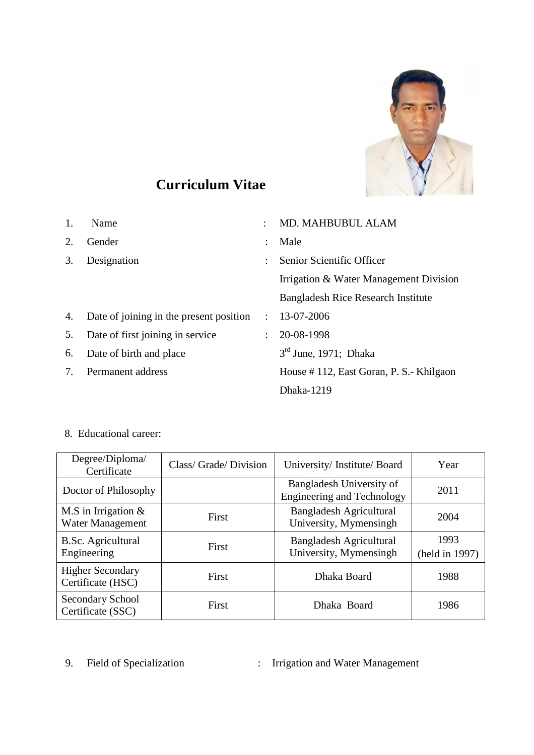# Curriculum Vitae

1. Name : MD. MAHBUBUL ALAM
2. Gender : Male
3. Designation : Senior Scientific Officer
   Irrigation & Water Management Division
   Bangladesh Rice Research Institute
4. Date of joining in the present position : 13-07-2006
5. Date of first joining in service : 20-08-1998
6. Date of birth and place : 3rd June, 1971; Dhaka
7. Permanent address : House # 112, East Goran, P. S.- Khilgaon
   Dhaka-1219

8. Educational career:

| Degree/Diploma/ Certificate | Class/ Grade/ Division | University/ Institute/ Board | Year |
|---|---|---|---|
| Doctor of Philosophy | | Bangladesh University of Engineering and Technology | 2011 |
| M.S in Irrigation & Water Management | First | Bangladesh Agricultural University, Mymensingh | 2004 |
| B.Sc. Agricultural Engineering | First | Bangladesh Agricultural University, Mymensingh | 1993 (held in 1997) |
| Higher Secondary Certificate (HSC) | First | Dhaka Board | 1988 |
| Secondary School Certificate (SSC) | First | Dhaka Board | 1986 |

9. Field of Specialization : Irrigation and Water Management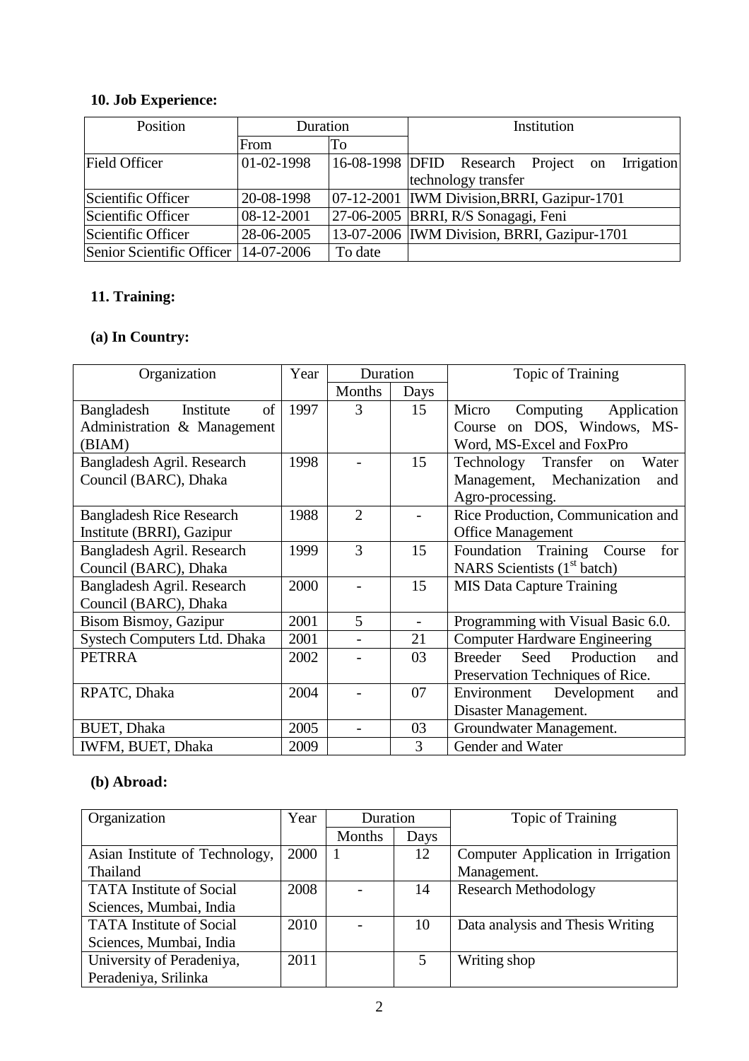## 10. Job Experience:

| Position | Duration | | Institution |
|---|---|---|---|
| | From | To | |
| Field Officer | 01-02-1998 | 16-08-1998 | DFID Research Project on Irrigation technology transfer |
| Scientific Officer | 20-08-1998 | 07-12-2001 | IWM Division,BRRI, Gazipur-1701 |
| Scientific Officer | 08-12-2001 | 27-06-2005 | BRRI, R/S Sonagagi, Feni |
| Scientific Officer | 28-06-2005 | 13-07-2006 | IWM Division, BRRI, Gazipur-1701 |
| Senior Scientific Officer | 14-07-2006 | To date | |

## 11. Training:

### (a) In Country:

| Organization | Year | Duration | | Topic of Training |
|---|---|---|---|---|
| | | Months | Days | |
| Bangladesh Institute of Administration & Management (BIAM) | 1997 | 3 | 15 | Micro Computing Application Course on DOS, Windows, MS-Word, MS-Excel and FoxPro |
| Bangladesh Agril. Research Council (BARC), Dhaka | 1998 | - | 15 | Technology Transfer on Water Management, Mechanization and Agro-processing. |
| Bangladesh Rice Research Institute (BRRI), Gazipur | 1988 | 2 | - | Rice Production, Communication and Office Management |
| Bangladesh Agril. Research Council (BARC), Dhaka | 1999 | 3 | 15 | Foundation Training Course for NARS Scientists (1st batch) |
| Bangladesh Agril. Research Council (BARC), Dhaka | 2000 | - | 15 | MIS Data Capture Training |
| Bisom Bismoy, Gazipur | 2001 | 5 | - | Programming with Visual Basic 6.0. |
| Systech Computers Ltd. Dhaka | 2001 | - | 21 | Computer Hardware Engineering |
| PETRRA | 2002 | - | 03 | Breeder Seed Production and Preservation Techniques of Rice. |
| RPATC, Dhaka | 2004 | - | 07 | Environment Development and Disaster Management. |
| BUET, Dhaka | 2005 | - | 03 | Groundwater Management. |
| IWFM, BUET, Dhaka | 2009 | | 3 | Gender and Water |

### (b) Abroad:

| Organization | Year | Duration | | Topic of Training |
|---|---|---|---|---|
| | | Months | Days | |
| Asian Institute of Technology, Thailand | 2000 | 1 | 12 | Computer Application in Irrigation Management. |
| TATA Institute of Social Sciences, Mumbai, India | 2008 | - | 14 | Research Methodology |
| TATA Institute of Social Sciences, Mumbai, India | 2010 | - | 10 | Data analysis and Thesis Writing |
| University of Peradeniya, Peradeniya, Srilinka | 2011 | | 5 | Writing shop |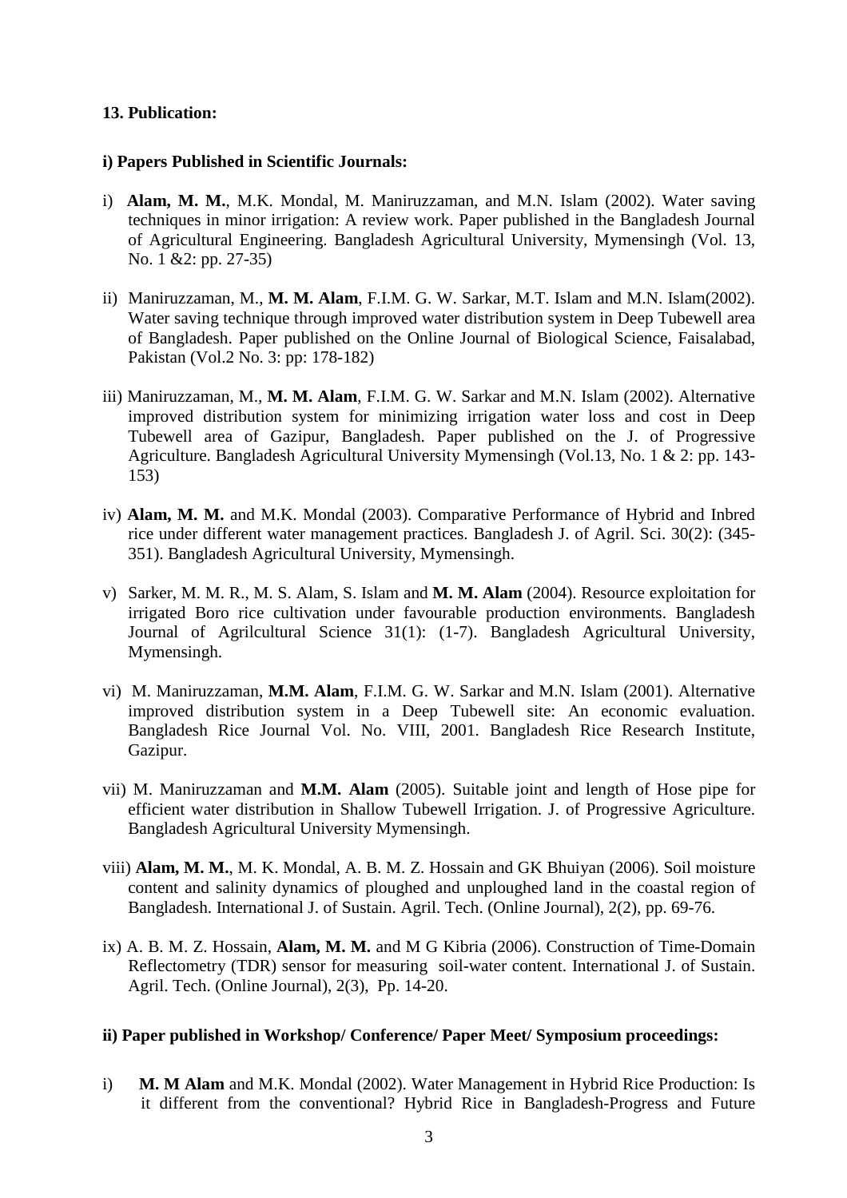**13. Publication:**

**i) Papers Published in Scientific Journals:**

i) **Alam, M. M.**, M.K. Mondal, M. Maniruzzaman, and M.N. Islam (2002). Water saving techniques in minor irrigation: A review work. Paper published in the Bangladesh Journal of Agricultural Engineering. Bangladesh Agricultural University, Mymensingh (Vol. 13, No. 1 &2: pp. 27-35)

ii) Maniruzzaman, M., **M. M. Alam**, F.I.M. G. W. Sarkar, M.T. Islam and M.N. Islam(2002). Water saving technique through improved water distribution system in Deep Tubewell area of Bangladesh. Paper published on the Online Journal of Biological Science, Faisalabad, Pakistan (Vol.2 No. 3: pp: 178-182)

iii) Maniruzzaman, M., **M. M. Alam**, F.I.M. G. W. Sarkar and M.N. Islam (2002). Alternative improved distribution system for minimizing irrigation water loss and cost in Deep Tubewell area of Gazipur, Bangladesh. Paper published on the J. of Progressive Agriculture. Bangladesh Agricultural University Mymensingh (Vol.13, No. 1 & 2: pp. 143-153)

iv) **Alam, M. M.** and M.K. Mondal (2003). Comparative Performance of Hybrid and Inbred rice under different water management practices. Bangladesh J. of Agril. Sci. 30(2): (345-351). Bangladesh Agricultural University, Mymensingh.

v) Sarker, M. M. R., M. S. Alam, S. Islam and **M. M. Alam** (2004). Resource exploitation for irrigated Boro rice cultivation under favourable production environments. Bangladesh Journal of Agrilcultural Science 31(1): (1-7). Bangladesh Agricultural University, Mymensingh.

vi) M. Maniruzzaman, **M.M. Alam**, F.I.M. G. W. Sarkar and M.N. Islam (2001). Alternative improved distribution system in a Deep Tubewell site: An economic evaluation. Bangladesh Rice Journal Vol. No. VIII, 2001. Bangladesh Rice Research Institute, Gazipur.

vii) M. Maniruzzaman and **M.M. Alam** (2005). Suitable joint and length of Hose pipe for efficient water distribution in Shallow Tubewell Irrigation. J. of Progressive Agriculture. Bangladesh Agricultural University Mymensingh.

viii) **Alam, M. M.**, M. K. Mondal, A. B. M. Z. Hossain and GK Bhuiyan (2006). Soil moisture content and salinity dynamics of ploughed and unploughed land in the coastal region of Bangladesh. International J. of Sustain. Agril. Tech. (Online Journal), 2(2), pp. 69-76.

ix) A. B. M. Z. Hossain, **Alam, M. M.** and M G Kibria (2006). Construction of Time-Domain Reflectometry (TDR) sensor for measuring soil-water content. International J. of Sustain. Agril. Tech. (Online Journal), 2(3), Pp. 14-20.

**ii) Paper published in Workshop/ Conference/ Paper Meet/ Symposium proceedings:**

i) **M. M Alam** and M.K. Mondal (2002). Water Management in Hybrid Rice Production: Is it different from the conventional? Hybrid Rice in Bangladesh-Progress and Future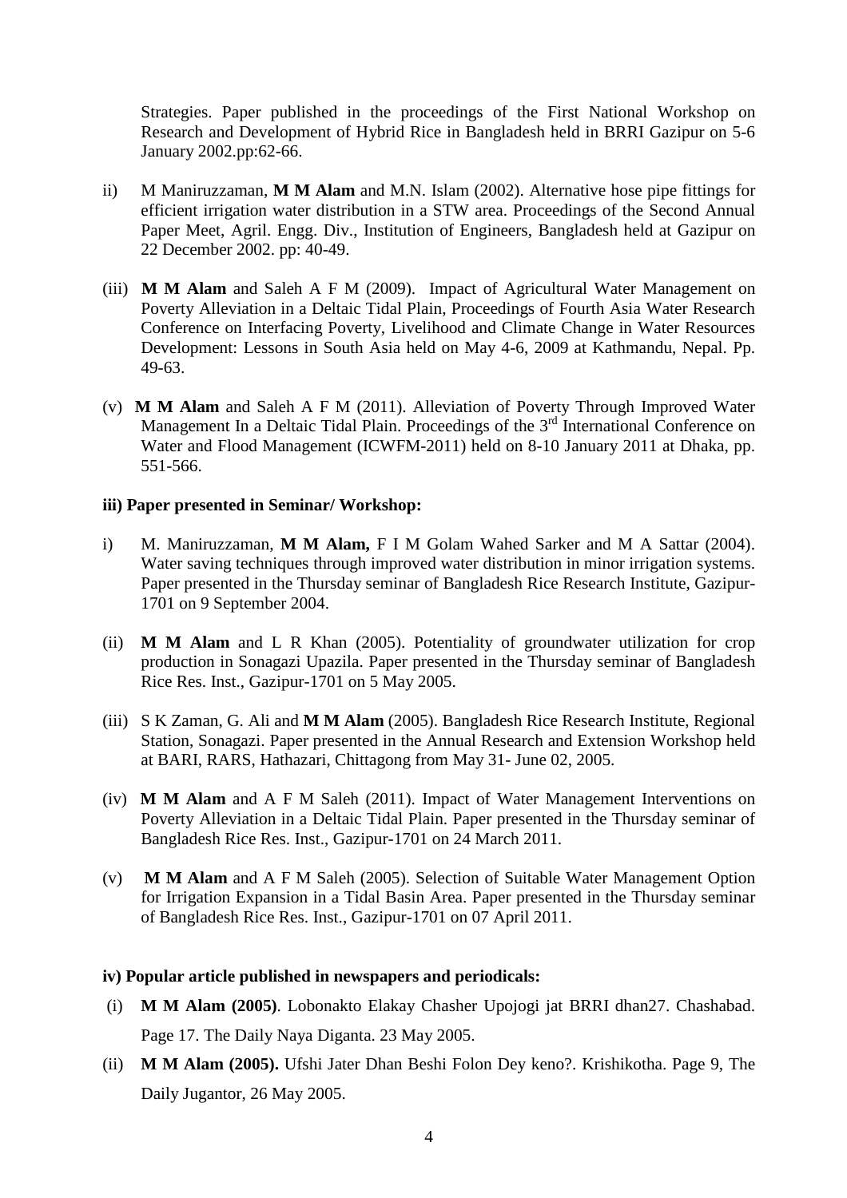Strategies. Paper published in the proceedings of the First National Workshop on Research and Development of Hybrid Rice in Bangladesh held in BRRI Gazipur on 5-6 January 2002.pp:62-66.

ii) M Maniruzzaman, **M M Alam** and M.N. Islam (2002). Alternative hose pipe fittings for efficient irrigation water distribution in a STW area. Proceedings of the Second Annual Paper Meet, Agril. Engg. Div., Institution of Engineers, Bangladesh held at Gazipur on 22 December 2002. pp: 40-49.

(iii) **M M Alam** and Saleh A F M (2009). Impact of Agricultural Water Management on Poverty Alleviation in a Deltaic Tidal Plain, Proceedings of Fourth Asia Water Research Conference on Interfacing Poverty, Livelihood and Climate Change in Water Resources Development: Lessons in South Asia held on May 4-6, 2009 at Kathmandu, Nepal. Pp. 49-63.

(v) **M M Alam** and Saleh A F M (2011). Alleviation of Poverty Through Improved Water Management In a Deltaic Tidal Plain. Proceedings of the 3rd International Conference on Water and Flood Management (ICWFM-2011) held on 8-10 January 2011 at Dhaka, pp. 551-566.

**iii) Paper presented in Seminar/ Workshop:**

i) M. Maniruzzaman, **M M Alam,** F I M Golam Wahed Sarker and M A Sattar (2004). Water saving techniques through improved water distribution in minor irrigation systems. Paper presented in the Thursday seminar of Bangladesh Rice Research Institute, Gazipur-1701 on 9 September 2004.

(ii) **M M Alam** and L R Khan (2005). Potentiality of groundwater utilization for crop production in Sonagazi Upazila. Paper presented in the Thursday seminar of Bangladesh Rice Res. Inst., Gazipur-1701 on 5 May 2005.

(iii) S K Zaman, G. Ali and **M M Alam** (2005). Bangladesh Rice Research Institute, Regional Station, Sonagazi. Paper presented in the Annual Research and Extension Workshop held at BARI, RARS, Hathazari, Chittagong from May 31- June 02, 2005.

(iv) **M M Alam** and A F M Saleh (2011). Impact of Water Management Interventions on Poverty Alleviation in a Deltaic Tidal Plain. Paper presented in the Thursday seminar of Bangladesh Rice Res. Inst., Gazipur-1701 on 24 March 2011.

(v) **M M Alam** and A F M Saleh (2005). Selection of Suitable Water Management Option for Irrigation Expansion in a Tidal Basin Area. Paper presented in the Thursday seminar of Bangladesh Rice Res. Inst., Gazipur-1701 on 07 April 2011.

**iv) Popular article published in newspapers and periodicals:**

(i) **M M Alam (2005)**. Lobonakto Elakay Chasher Upojogi jat BRRI dhan27. Chashabad. Page 17. The Daily Naya Diganta. 23 May 2005.

(ii) **M M Alam (2005).** Ufshi Jater Dhan Beshi Folon Dey keno?. Krishikotha. Page 9, The Daily Jugantor, 26 May 2005.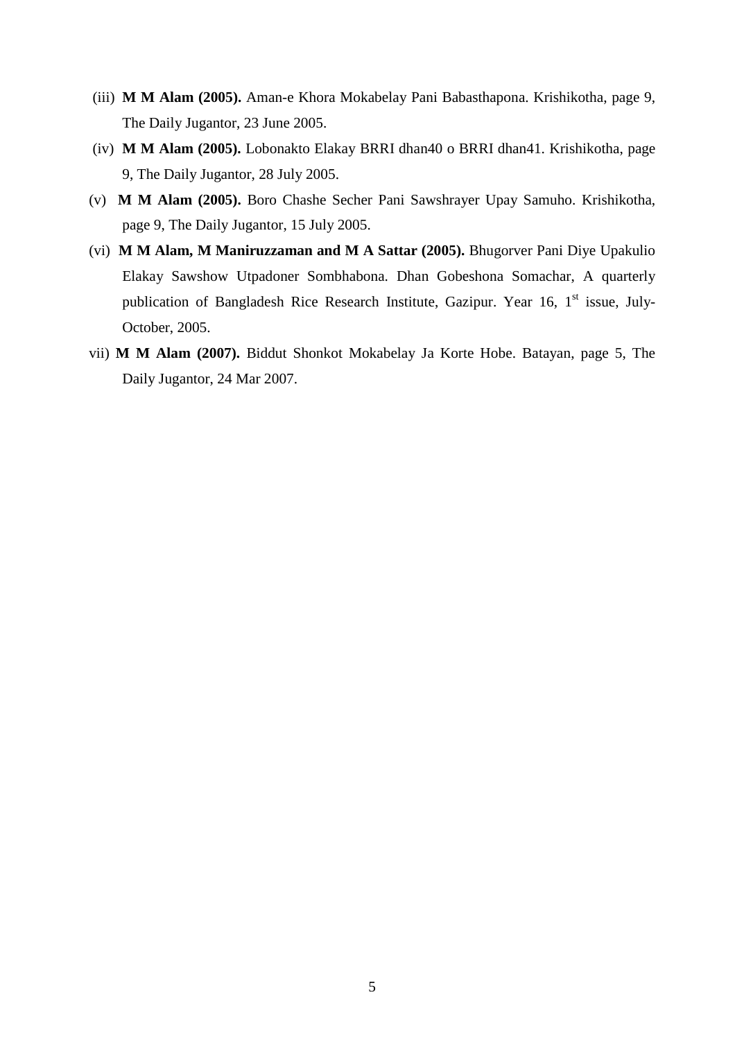(iii) **M M Alam (2005).** Aman-e Khora Mokabelay Pani Babasthapona. Krishikotha, page 9, The Daily Jugantor, 23 June 2005.

(iv) **M M Alam (2005).** Lobonakto Elakay BRRI dhan40 o BRRI dhan41. Krishikotha, page 9, The Daily Jugantor, 28 July 2005.

(v) **M M Alam (2005).** Boro Chashe Secher Pani Sawshrayer Upay Samuho. Krishikotha, page 9, The Daily Jugantor, 15 July 2005.

(vi) **M M Alam, M Maniruzzaman and M A Sattar (2005).** Bhugorver Pani Diye Upakulio Elakay Sawshow Utpadoner Sombhabona. Dhan Gobeshona Somachar, A quarterly publication of Bangladesh Rice Research Institute, Gazipur. Year 16, 1st issue, July-October, 2005.

vii) **M M Alam (2007).** Biddut Shonkot Mokabelay Ja Korte Hobe. Batayan, page 5, The Daily Jugantor, 24 Mar 2007.